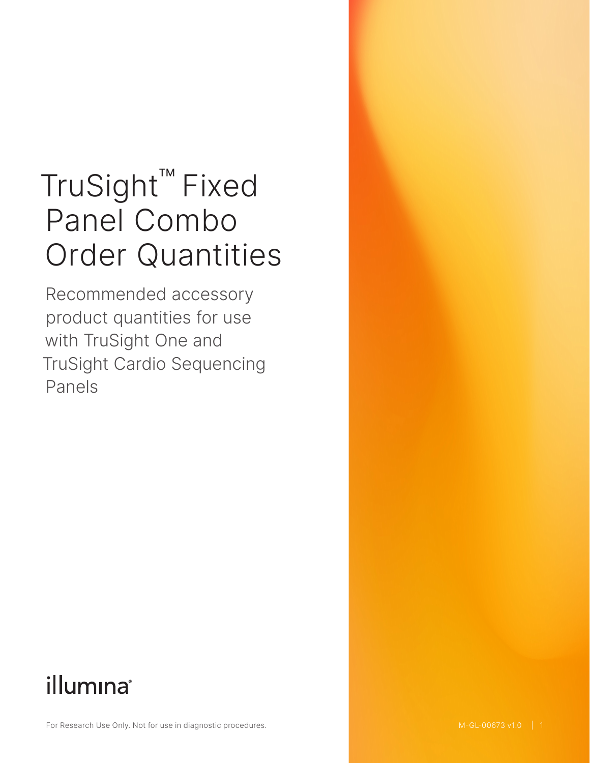# TruSight™ Fixed Panel Combo Order Quantities

Recommended accessory product quantities for use with TruSight One and TruSight Cardio Sequencing Panels

illumina®

For Research Use Only. Not for use in diagnostic procedures.

M-GL-00673 v1.0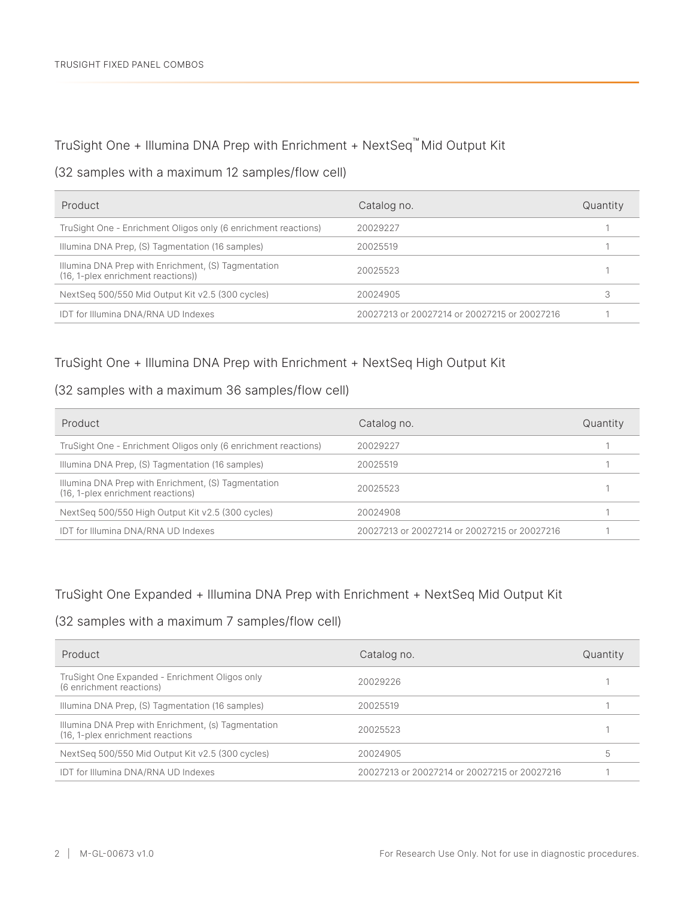## TruSight One + Illumina DNA Prep with Enrichment + NextSeq™ Mid Output Kit

(32 samples with a maximum 12 samples/flow cell)

| Product | Catalog no. | Quantity |
|---|---|---|
| TruSight One - Enrichment Oligos only (6 enrichment reactions) | 20029227 | 1 |
| Illumina DNA Prep, (S) Tagmentation (16 samples) | 20025519 | 1 |
| Illumina DNA Prep with Enrichment, (S) Tagmentation (16, 1-plex enrichment reactions)) | 20025523 | 1 |
| NextSeq 500/550 Mid Output Kit v2.5 (300 cycles) | 20024905 | 3 |
| IDT for Illumina DNA/RNA UD Indexes | 20027213 or 20027214 or 20027215 or 20027216 | 1 |

## TruSight One + Illumina DNA Prep with Enrichment + NextSeq High Output Kit

(32 samples with a maximum 36 samples/flow cell)

| Product | Catalog no. | Quantity |
|---|---|---|
| TruSight One - Enrichment Oligos only (6 enrichment reactions) | 20029227 | 1 |
| Illumina DNA Prep, (S) Tagmentation (16 samples) | 20025519 | 1 |
| Illumina DNA Prep with Enrichment, (S) Tagmentation (16, 1-plex enrichment reactions) | 20025523 | 1 |
| NextSeq 500/550 High Output Kit v2.5 (300 cycles) | 20024908 | 1 |
| IDT for Illumina DNA/RNA UD Indexes | 20027213 or 20027214 or 20027215 or 20027216 | 1 |

## TruSight One Expanded + Illumina DNA Prep with Enrichment + NextSeq Mid Output Kit

(32 samples with a maximum 7 samples/flow cell)

| Product | Catalog no. | Quantity |
|---|---|---|
| TruSight One Expanded - Enrichment Oligos only (6 enrichment reactions) | 20029226 | 1 |
| Illumina DNA Prep, (S) Tagmentation (16 samples) | 20025519 | 1 |
| Illumina DNA Prep with Enrichment, (s) Tagmentation (16, 1-plex enrichment reactions | 20025523 | 1 |
| NextSeq 500/550 Mid Output Kit v2.5 (300 cycles) | 20024905 | 5 |
| IDT for Illumina DNA/RNA UD Indexes | 20027213 or 20027214 or 20027215 or 20027216 | 1 |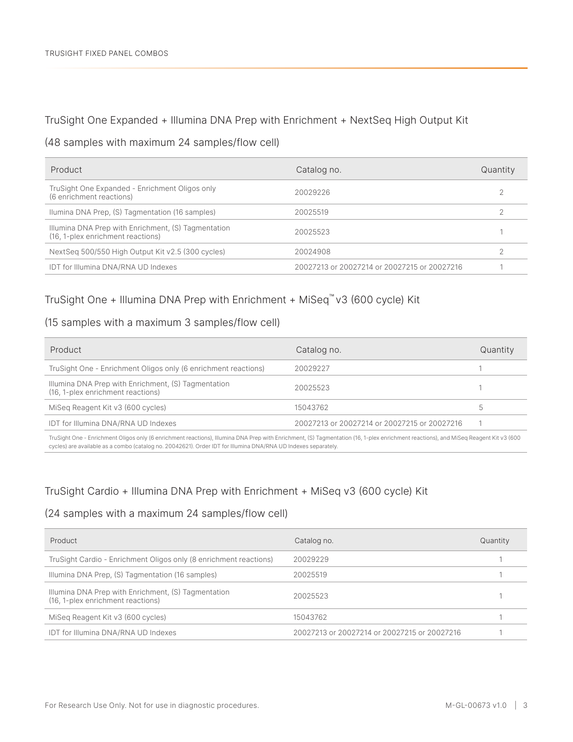## TruSight One Expanded + Illumina DNA Prep with Enrichment + NextSeq High Output Kit

(48 samples with maximum 24 samples/flow cell)

| Product | Catalog no. | Quantity |
|---|---|---|
| TruSight One Expanded - Enrichment Oligos only (6 enrichment reactions) | 20029226 | 2 |
| Ilumina DNA Prep, (S) Tagmentation (16 samples) | 20025519 | 2 |
| Illumina DNA Prep with Enrichment, (S) Tagmentation (16, 1-plex enrichment reactions) | 20025523 | 1 |
| NextSeq 500/550 High Output Kit v2.5 (300 cycles) | 20024908 | 2 |
| IDT for Illumina DNA/RNA UD Indexes | 20027213 or 20027214 or 20027215 or 20027216 | 1 |

## TruSight One + Illumina DNA Prep with Enrichment + MiSeq™ v3 (600 cycle) Kit

(15 samples with a maximum 3 samples/flow cell)

| Product | Catalog no. | Quantity |
|---|---|---|
| TruSight One - Enrichment Oligos only (6 enrichment reactions) | 20029227 | 1 |
| Illumina DNA Prep with Enrichment, (S) Tagmentation (16, 1-plex enrichment reactions) | 20025523 | 1 |
| MiSeq Reagent Kit v3 (600 cycles) | 15043762 | 5 |
| IDT for Illumina DNA/RNA UD Indexes | 20027213 or 20027214 or 20027215 or 20027216 | 1 |

TruSight One - Enrichment Oligos only (6 enrichment reactions), Illumina DNA Prep with Enrichment, (S) Tagmentation (16, 1-plex enrichment reactions), and MiSeq Reagent Kit v3 (600 cycles) are available as a combo (catalog no. 20042621). Order IDT for Illumina DNA/RNA UD Indexes separately.

## TruSight Cardio + Illumina DNA Prep with Enrichment + MiSeq v3 (600 cycle) Kit

(24 samples with a maximum 24 samples/flow cell)

| Product | Catalog no. | Quantity |
|---|---|---|
| TruSight Cardio - Enrichment Oligos only (8 enrichment reactions) | 20029229 | 1 |
| Illumina DNA Prep, (S) Tagmentation (16 samples) | 20025519 | 1 |
| Illumina DNA Prep with Enrichment, (S) Tagmentation (16, 1-plex enrichment reactions) | 20025523 | 1 |
| MiSeq Reagent Kit v3 (600 cycles) | 15043762 | 1 |
| IDT for Illumina DNA/RNA UD Indexes | 20027213 or 20027214 or 20027215 or 20027216 | 1 |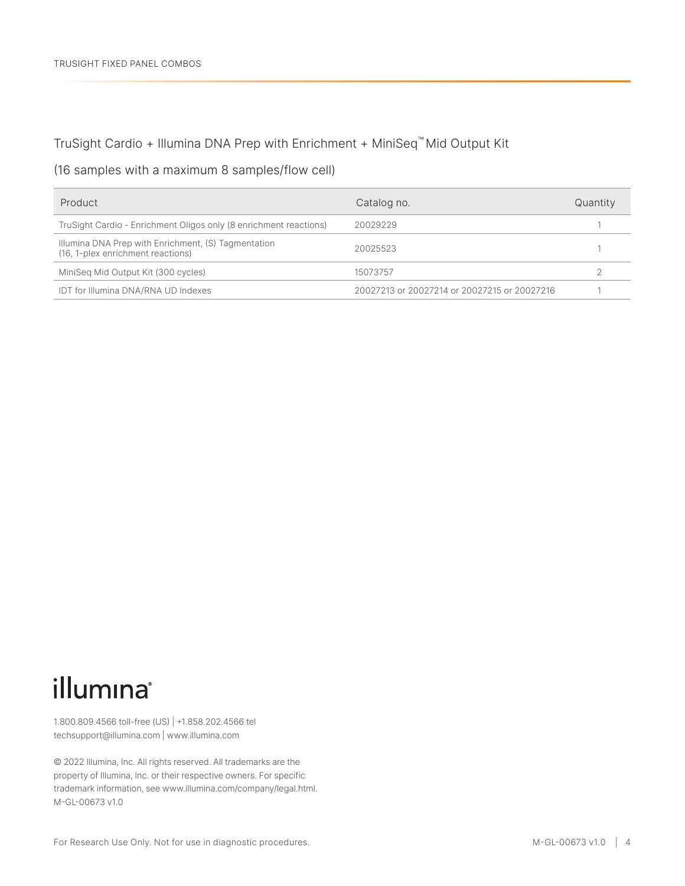## TruSight Cardio + Illumina DNA Prep with Enrichment + MiniSeq™ Mid Output Kit

(16 samples with a maximum 8 samples/flow cell)

| Product | Catalog no. | Quantity |
|---|---|---|
| TruSight Cardio - Enrichment Oligos only (8 enrichment reactions) | 20029229 | 1 |
| Illumina DNA Prep with Enrichment, (S) Tagmentation (16, 1-plex enrichment reactions) | 20025523 | 1 |
| MiniSeq Mid Output Kit (300 cycles) | 15073757 | 2 |
| IDT for Illumina DNA/RNA UD Indexes | 20027213 or 20027214 or 20027215 or 20027216 | 1 |

illumina®

1.800.809.4566 toll-free (US) | +1.858.202.4566 tel
techsupport@illumina.com | www.illumina.com

© 2022 Illumina, Inc. All rights reserved. All trademarks are the property of Illumina, Inc. or their respective owners. For specific trademark information, see www.illumina.com/company/legal.html.
M-GL-00673 v1.0

For Research Use Only. Not for use in diagnostic procedures.